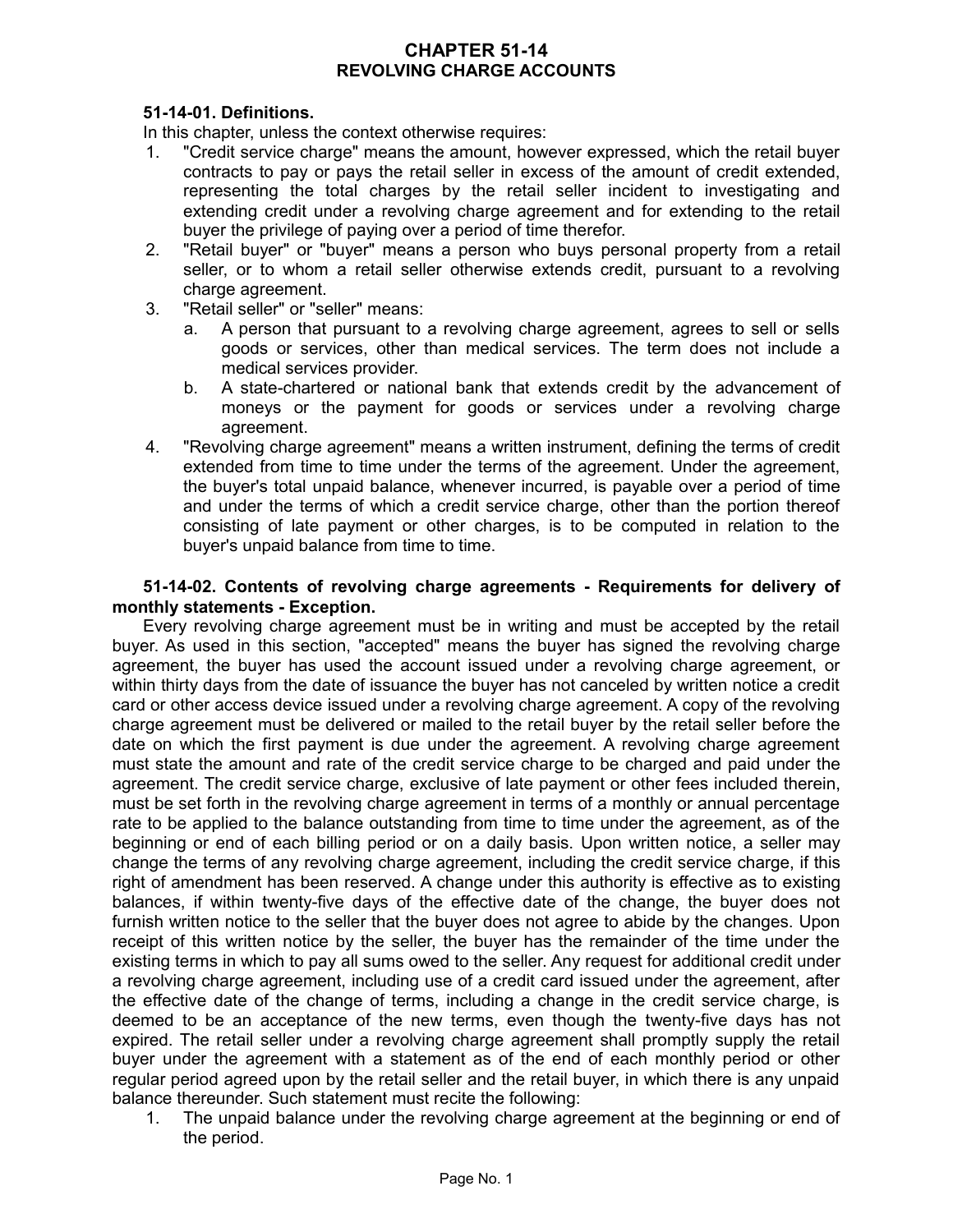# CHAPTER 51-14
# REVOLVING CHARGE ACCOUNTS

**51-14-01. Definitions.**

In this chapter, unless the context otherwise requires:

1. "Credit service charge" means the amount, however expressed, which the retail buyer contracts to pay or pays the retail seller in excess of the amount of credit extended, representing the total charges by the retail seller incident to investigating and extending credit under a revolving charge agreement and for extending to the retail buyer the privilege of paying over a period of time therefor.
2. "Retail buyer" or "buyer" means a person who buys personal property from a retail seller, or to whom a retail seller otherwise extends credit, pursuant to a revolving charge agreement.
3. "Retail seller" or "seller" means:
   a. A person that pursuant to a revolving charge agreement, agrees to sell or sells goods or services, other than medical services. The term does not include a medical services provider.
   b. A state-chartered or national bank that extends credit by the advancement of moneys or the payment for goods or services under a revolving charge agreement.
4. "Revolving charge agreement" means a written instrument, defining the terms of credit extended from time to time under the terms of the agreement. Under the agreement, the buyer's total unpaid balance, whenever incurred, is payable over a period of time and under the terms of which a credit service charge, other than the portion thereof consisting of late payment or other charges, is to be computed in relation to the buyer's unpaid balance from time to time.

**51-14-02. Contents of revolving charge agreements - Requirements for delivery of monthly statements - Exception.**

Every revolving charge agreement must be in writing and must be accepted by the retail buyer. As used in this section, "accepted" means the buyer has signed the revolving charge agreement, the buyer has used the account issued under a revolving charge agreement, or within thirty days from the date of issuance the buyer has not canceled by written notice a credit card or other access device issued under a revolving charge agreement. A copy of the revolving charge agreement must be delivered or mailed to the retail buyer by the retail seller before the date on which the first payment is due under the agreement. A revolving charge agreement must state the amount and rate of the credit service charge to be charged and paid under the agreement. The credit service charge, exclusive of late payment or other fees included therein, must be set forth in the revolving charge agreement in terms of a monthly or annual percentage rate to be applied to the balance outstanding from time to time under the agreement, as of the beginning or end of each billing period or on a daily basis. Upon written notice, a seller may change the terms of any revolving charge agreement, including the credit service charge, if this right of amendment has been reserved. A change under this authority is effective as to existing balances, if within twenty-five days of the effective date of the change, the buyer does not furnish written notice to the seller that the buyer does not agree to abide by the changes. Upon receipt of this written notice by the seller, the buyer has the remainder of the time under the existing terms in which to pay all sums owed to the seller. Any request for additional credit under a revolving charge agreement, including use of a credit card issued under the agreement, after the effective date of the change of terms, including a change in the credit service charge, is deemed to be an acceptance of the new terms, even though the twenty-five days has not expired. The retail seller under a revolving charge agreement shall promptly supply the retail buyer under the agreement with a statement as of the end of each monthly period or other regular period agreed upon by the retail seller and the retail buyer, in which there is any unpaid balance thereunder. Such statement must recite the following:

1. The unpaid balance under the revolving charge agreement at the beginning or end of the period.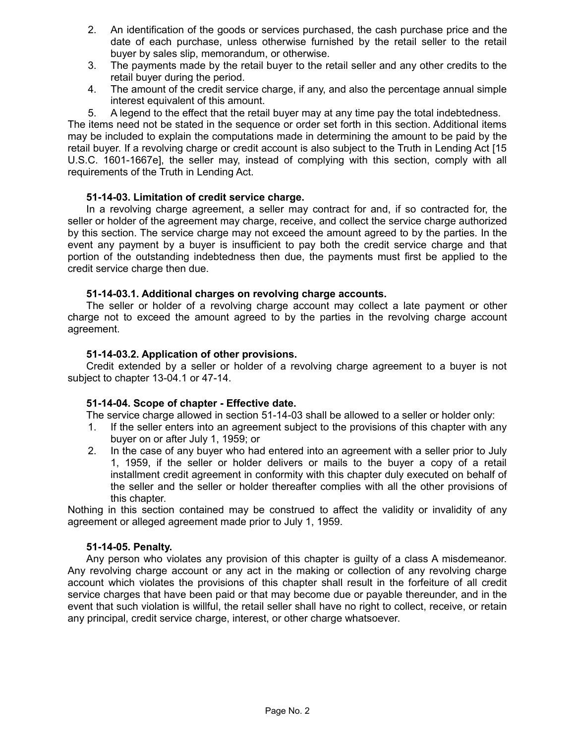2. An identification of the goods or services purchased, the cash purchase price and the date of each purchase, unless otherwise furnished by the retail seller to the retail buyer by sales slip, memorandum, or otherwise.
3. The payments made by the retail buyer to the retail seller and any other credits to the retail buyer during the period.
4. The amount of the credit service charge, if any, and also the percentage annual simple interest equivalent of this amount.
5. A legend to the effect that the retail buyer may at any time pay the total indebtedness.

The items need not be stated in the sequence or order set forth in this section. Additional items may be included to explain the computations made in determining the amount to be paid by the retail buyer. If a revolving charge or credit account is also subject to the Truth in Lending Act [15 U.S.C. 1601-1667e], the seller may, instead of complying with this section, comply with all requirements of the Truth in Lending Act.

**51-14-03. Limitation of credit service charge.**

In a revolving charge agreement, a seller may contract for and, if so contracted for, the seller or holder of the agreement may charge, receive, and collect the service charge authorized by this section. The service charge may not exceed the amount agreed to by the parties. In the event any payment by a buyer is insufficient to pay both the credit service charge and that portion of the outstanding indebtedness then due, the payments must first be applied to the credit service charge then due.

**51-14-03.1. Additional charges on revolving charge accounts.**

The seller or holder of a revolving charge account may collect a late payment or other charge not to exceed the amount agreed to by the parties in the revolving charge account agreement.

**51-14-03.2. Application of other provisions.**

Credit extended by a seller or holder of a revolving charge agreement to a buyer is not subject to chapter 13-04.1 or 47-14.

**51-14-04. Scope of chapter - Effective date.**

The service charge allowed in section 51-14-03 shall be allowed to a seller or holder only:

1. If the seller enters into an agreement subject to the provisions of this chapter with any buyer on or after July 1, 1959; or
2. In the case of any buyer who had entered into an agreement with a seller prior to July 1, 1959, if the seller or holder delivers or mails to the buyer a copy of a retail installment credit agreement in conformity with this chapter duly executed on behalf of the seller and the seller or holder thereafter complies with all the other provisions of this chapter.

Nothing in this section contained may be construed to affect the validity or invalidity of any agreement or alleged agreement made prior to July 1, 1959.

**51-14-05. Penalty.**

Any person who violates any provision of this chapter is guilty of a class A misdemeanor. Any revolving charge account or any act in the making or collection of any revolving charge account which violates the provisions of this chapter shall result in the forfeiture of all credit service charges that have been paid or that may become due or payable thereunder, and in the event that such violation is willful, the retail seller shall have no right to collect, receive, or retain any principal, credit service charge, interest, or other charge whatsoever.